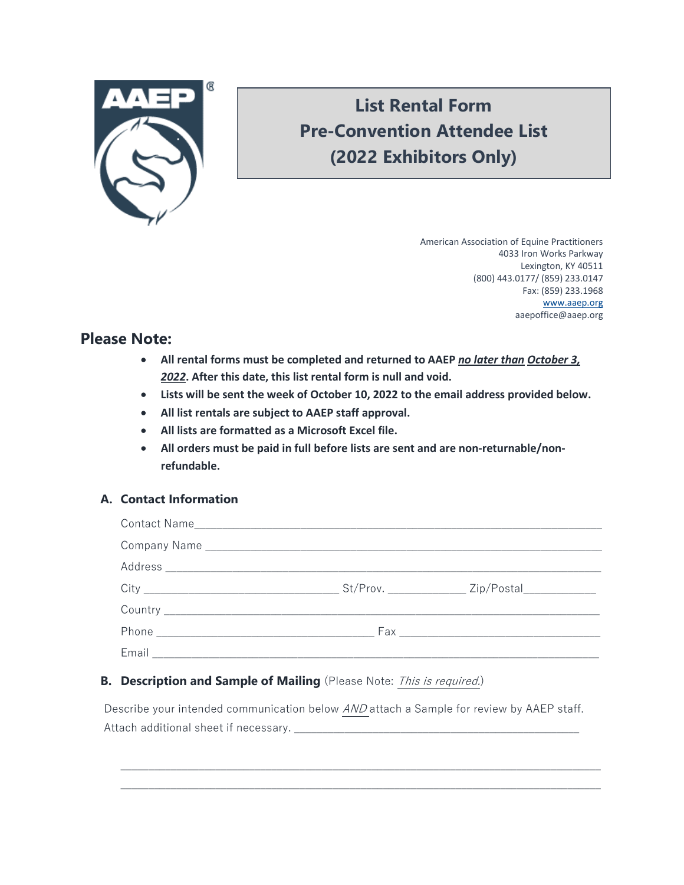# List Rental Form
# Pre-Convention Attendee List
# (2022 Exhibitors Only)

American Association of Equine Practitioners
4033 Iron Works Parkway
Lexington, KY 40511
(800) 443.0177/ (859) 233.0147
Fax: (859) 233.1968
www.aaep.org
aaepoffice@aaep.org

## Please Note:

- **All rental forms must be completed and returned to AAEP *no later than* *October 3, 2022*. After this date, this list rental form is null and void.**
- **Lists will be sent the week of October 10, 2022 to the email address provided below.**
- **All list rentals are subject to AAEP staff approval.**
- **All lists are formatted as a Microsoft Excel file.**
- **All orders must be paid in full before lists are sent and are non-returnable/non-refundable.**

### A. Contact Information

Contact Name_______________________________________________

Company Name _____________________________________________

Address ___________________________________________________

City ___________________ St/Prov. __________ Zip/Postal__________

Country ___________________________________________________

Phone _______________________ Fax __________________________

Email ____________________________________________________

### B. Description and Sample of Mailing (Please Note: *This is required.*)

Describe your intended communication below *AND* attach a Sample for review by AAEP staff. Attach additional sheet if necessary. ______________________________________

__________________________________________________________________

__________________________________________________________________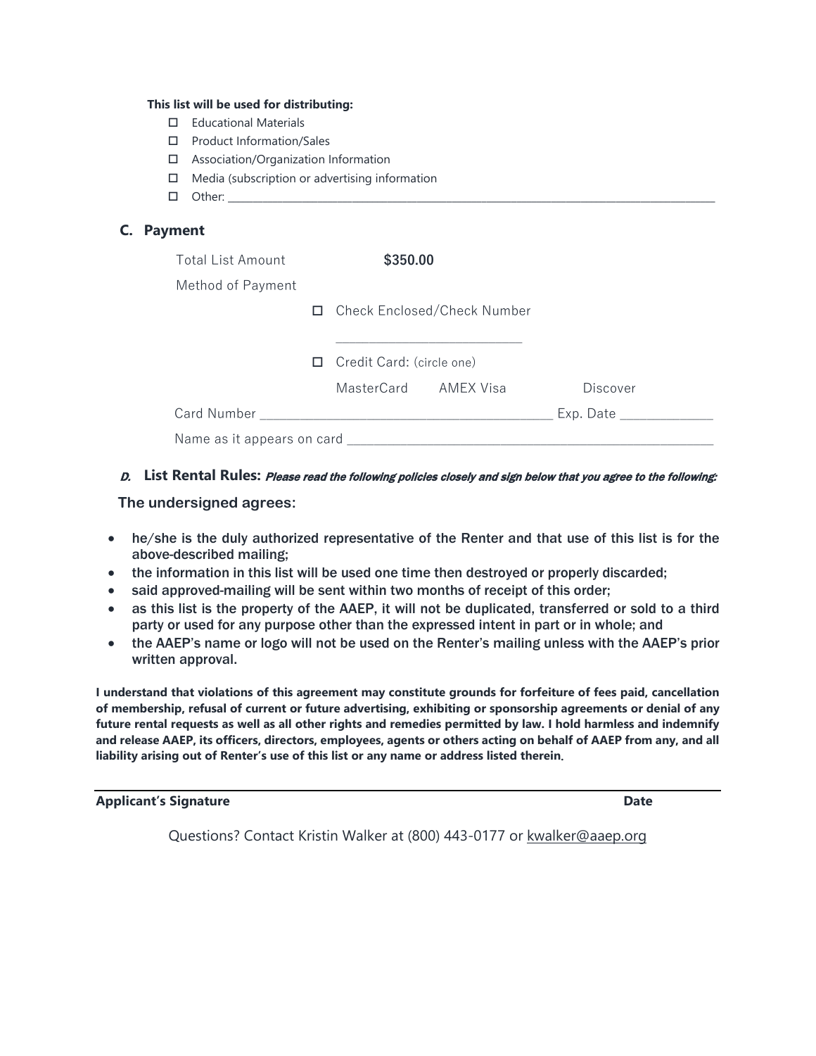**This list will be used for distributing:**

- ☐ Educational Materials
- ☐ Product Information/Sales
- ☐ Association/Organization Information
- ☐ Media (subscription or advertising information
- ☐ Other: ______________________________________________________________________________

## C. Payment

Total List Amount **$350.00**

Method of Payment

☐ Check Enclosed/Check Number

____________________________

☐ Credit Card: (circle one)

MasterCard AMEX Visa Discover

Card Number ____________________________________________ Exp. Date ______________

Name as it appears on card __________________________________________________________

## D. List Rental Rules: *Please read the following policies closely and sign below that you agree to the following:*

**The undersigned agrees:**

- **he/she is the duly authorized representative of the Renter and that use of this list is for the above-described mailing;**
- **the information in this list will be used one time then destroyed or properly discarded;**
- **said approved-mailing will be sent within two months of receipt of this order;**
- **as this list is the property of the AAEP, it will not be duplicated, transferred or sold to a third party or used for any purpose other than the expressed intent in part or in whole; and**
- **the AAEP's name or logo will not be used on the Renter's mailing unless with the AAEP's prior written approval.**

**I understand that violations of this agreement may constitute grounds for forfeiture of fees paid, cancellation of membership, refusal of current or future advertising, exhibiting or sponsorship agreements or denial of any future rental requests as well as all other rights and remedies permitted by law. I hold harmless and indemnify and release AAEP, its officers, directors, employees, agents or others acting on behalf of AAEP from any, and all liability arising out of Renter's use of this list or any name or address listed therein.**

______________________________________________________________________________

**Applicant's Signature** **Date**

Questions? Contact Kristin Walker at (800) 443-0177 or kwalker@aaep.org